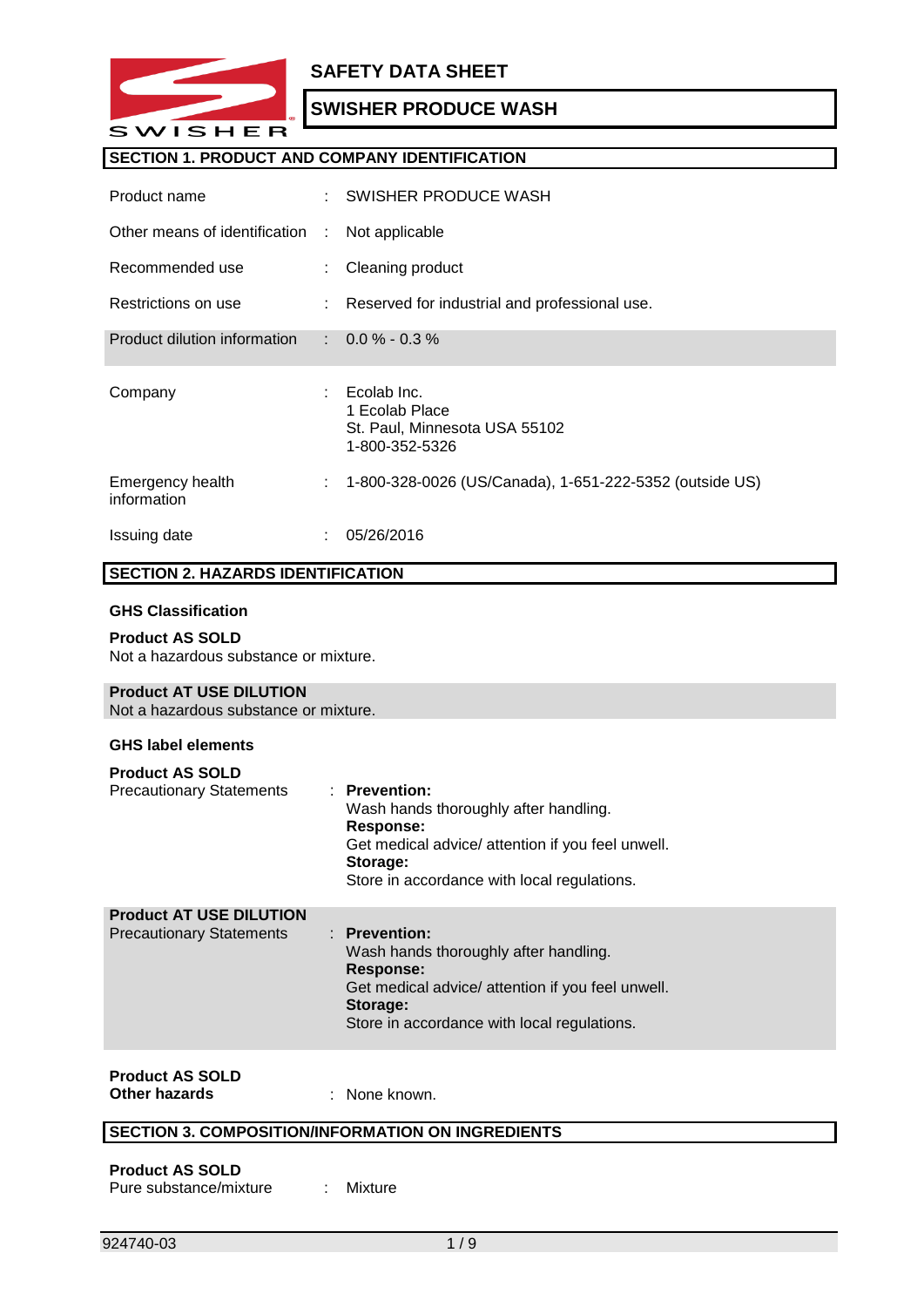# SAFETY DATA SHEET

## SWISHER PRODUCE WASH

## SECTION 1. PRODUCT AND COMPANY IDENTIFICATION

| | | |
|---|---|---|
| Product name | : | SWISHER PRODUCE WASH |
| Other means of identification | : | Not applicable |
| Recommended use | : | Cleaning product |
| Restrictions on use | : | Reserved for industrial and professional use. |
| Product dilution information | : | 0.0 % - 0.3 % |
| Company | : | Ecolab Inc.<br>1 Ecolab Place<br>St. Paul, Minnesota USA 55102<br>1-800-352-5326 |
| Emergency health information | : | 1-800-328-0026 (US/Canada), 1-651-222-5352 (outside US) |
| Issuing date | : | 05/26/2016 |

## SECTION 2. HAZARDS IDENTIFICATION

**GHS Classification**

**Product AS SOLD**
Not a hazardous substance or mixture.

**Product AT USE DILUTION**
Not a hazardous substance or mixture.

**GHS label elements**

**Product AS SOLD**

Precautionary Statements : **Prevention:**
Wash hands thoroughly after handling.
**Response:**
Get medical advice/ attention if you feel unwell.
**Storage:**
Store in accordance with local regulations.

**Product AT USE DILUTION**

Precautionary Statements : **Prevention:**
Wash hands thoroughly after handling.
**Response:**
Get medical advice/ attention if you feel unwell.
**Storage:**
Store in accordance with local regulations.

**Product AS SOLD**
**Other hazards** : None known.

## SECTION 3. COMPOSITION/INFORMATION ON INGREDIENTS

**Product AS SOLD**
Pure substance/mixture : Mixture

924740-03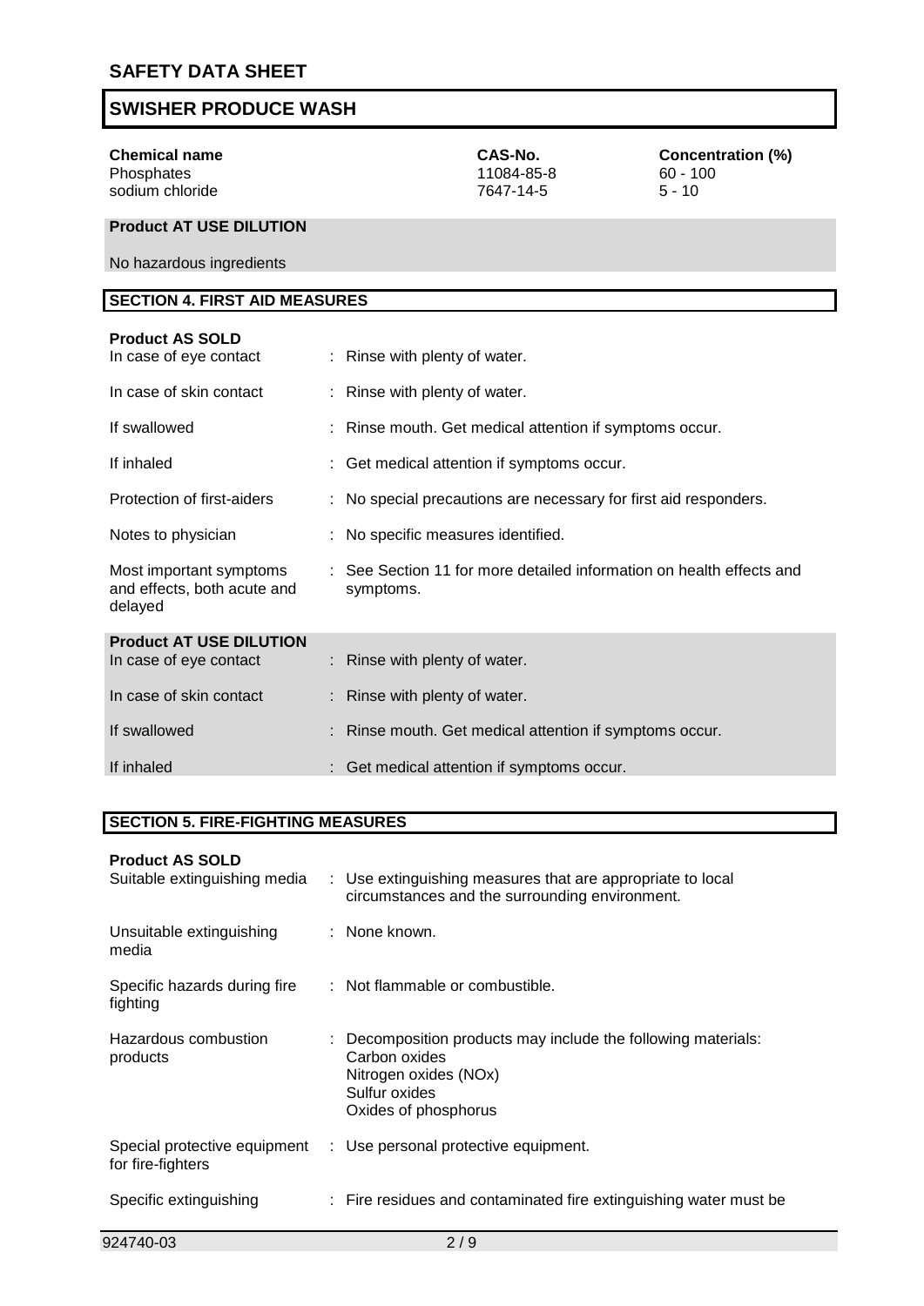| Chemical name | CAS-No. | Concentration (%) |
|---|---|---|
| Phosphates | 11084-85-8 | 60 - 100 |
| sodium chloride | 7647-14-5 | 5 - 10 |

**Product AT USE DILUTION**

No hazardous ingredients

## SECTION 4. FIRST AID MEASURES

**Product AS SOLD**

| | |
|---|---|
| In case of eye contact | : Rinse with plenty of water. |
| In case of skin contact | : Rinse with plenty of water. |
| If swallowed | : Rinse mouth. Get medical attention if symptoms occur. |
| If inhaled | : Get medical attention if symptoms occur. |
| Protection of first-aiders | : No special precautions are necessary for first aid responders. |
| Notes to physician | : No specific measures identified. |
| Most important symptoms and effects, both acute and delayed | : See Section 11 for more detailed information on health effects and symptoms. |

**Product AT USE DILUTION**

| | |
|---|---|
| In case of eye contact | : Rinse with plenty of water. |
| In case of skin contact | : Rinse with plenty of water. |
| If swallowed | : Rinse mouth. Get medical attention if symptoms occur. |
| If inhaled | : Get medical attention if symptoms occur. |

## SECTION 5. FIRE-FIGHTING MEASURES

**Product AS SOLD**

| | |
|---|---|
| Suitable extinguishing media | : Use extinguishing measures that are appropriate to local circumstances and the surrounding environment. |
| Unsuitable extinguishing media | : None known. |
| Specific hazards during fire fighting | : Not flammable or combustible. |
| Hazardous combustion products | : Decomposition products may include the following materials:<br>Carbon oxides<br>Nitrogen oxides (NOx)<br>Sulfur oxides<br>Oxides of phosphorus |
| Special protective equipment for fire-fighters | : Use personal protective equipment. |
| Specific extinguishing | : Fire residues and contaminated fire extinguishing water must be |

924740-03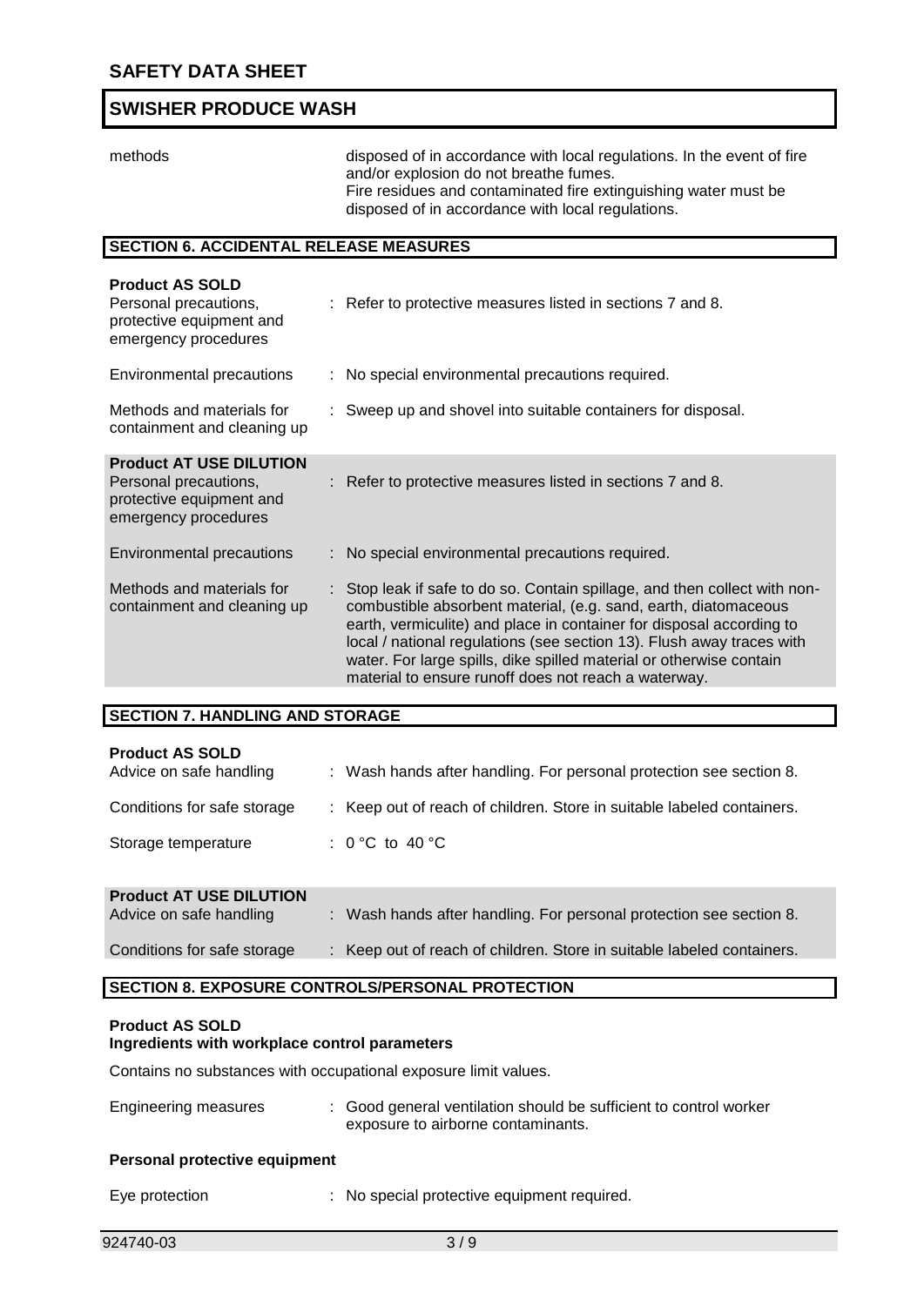| | |
|---|---|
| methods | disposed of in accordance with local regulations. In the event of fire and/or explosion do not breathe fumes. Fire residues and contaminated fire extinguishing water must be disposed of in accordance with local regulations. |

## SECTION 6. ACCIDENTAL RELEASE MEASURES

**Product AS SOLD**

| | |
|---|---|
| Personal precautions, protective equipment and emergency procedures | : Refer to protective measures listed in sections 7 and 8. |
| Environmental precautions | : No special environmental precautions required. |
| Methods and materials for containment and cleaning up | : Sweep up and shovel into suitable containers for disposal. |

**Product AT USE DILUTION**

| | |
|---|---|
| Personal precautions, protective equipment and emergency procedures | : Refer to protective measures listed in sections 7 and 8. |
| Environmental precautions | : No special environmental precautions required. |
| Methods and materials for containment and cleaning up | : Stop leak if safe to do so. Contain spillage, and then collect with non-combustible absorbent material, (e.g. sand, earth, diatomaceous earth, vermiculite) and place in container for disposal according to local / national regulations (see section 13). Flush away traces with water. For large spills, dike spilled material or otherwise contain material to ensure runoff does not reach a waterway. |

## SECTION 7. HANDLING AND STORAGE

**Product AS SOLD**

| | |
|---|---|
| Advice on safe handling | : Wash hands after handling. For personal protection see section 8. |
| Conditions for safe storage | : Keep out of reach of children. Store in suitable labeled containers. |
| Storage temperature | : 0 °C to 40 °C |

**Product AT USE DILUTION**

| | |
|---|---|
| Advice on safe handling | : Wash hands after handling. For personal protection see section 8. |
| Conditions for safe storage | : Keep out of reach of children. Store in suitable labeled containers. |

## SECTION 8. EXPOSURE CONTROLS/PERSONAL PROTECTION

**Product AS SOLD**
**Ingredients with workplace control parameters**

Contains no substances with occupational exposure limit values.

| | |
|---|---|
| Engineering measures | : Good general ventilation should be sufficient to control worker exposure to airborne contaminants. |

**Personal protective equipment**

| | |
|---|---|
| Eye protection | : No special protective equipment required. |

924740-03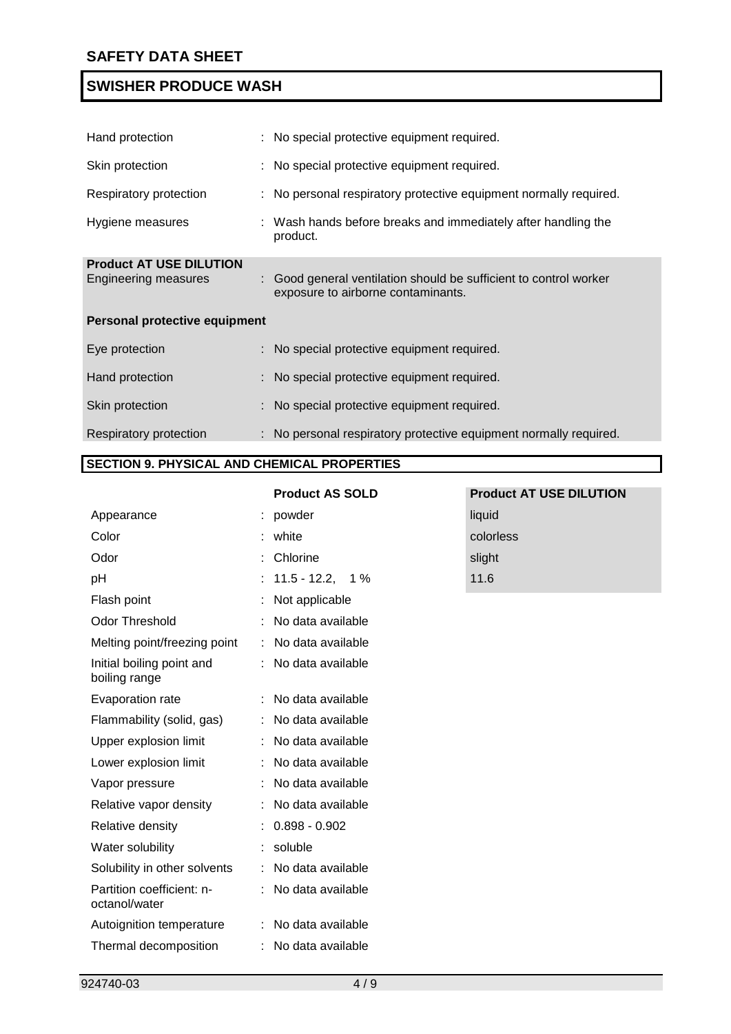| | | |
|---|---|---|
| Hand protection | : | No special protective equipment required. |
| Skin protection | : | No special protective equipment required. |
| Respiratory protection | : | No personal respiratory protective equipment normally required. |
| Hygiene measures | : | Wash hands before breaks and immediately after handling the product. |

**Product AT USE DILUTION**

| | | |
|---|---|---|
| Engineering measures | : | Good general ventilation should be sufficient to control worker exposure to airborne contaminants. |

**Personal protective equipment**

| | | |
|---|---|---|
| Eye protection | : | No special protective equipment required. |
| Hand protection | : | No special protective equipment required. |
| Skin protection | : | No special protective equipment required. |
| Respiratory protection | : | No personal respiratory protective equipment normally required. |

## SECTION 9. PHYSICAL AND CHEMICAL PROPERTIES

| | | Product AS SOLD | Product AT USE DILUTION |
|---|---|---|---|
| Appearance | : | powder | liquid |
| Color | : | white | colorless |
| Odor | : | Chlorine | slight |
| pH | : | 11.5 - 12.2, 1 % | 11.6 |
| Flash point | : | Not applicable | |
| Odor Threshold | : | No data available | |
| Melting point/freezing point | : | No data available | |
| Initial boiling point and boiling range | : | No data available | |
| Evaporation rate | : | No data available | |
| Flammability (solid, gas) | : | No data available | |
| Upper explosion limit | : | No data available | |
| Lower explosion limit | : | No data available | |
| Vapor pressure | : | No data available | |
| Relative vapor density | : | No data available | |
| Relative density | : | 0.898 - 0.902 | |
| Water solubility | : | soluble | |
| Solubility in other solvents | : | No data available | |
| Partition coefficient: n-octanol/water | : | No data available | |
| Autoignition temperature | : | No data available | |
| Thermal decomposition | : | No data available | |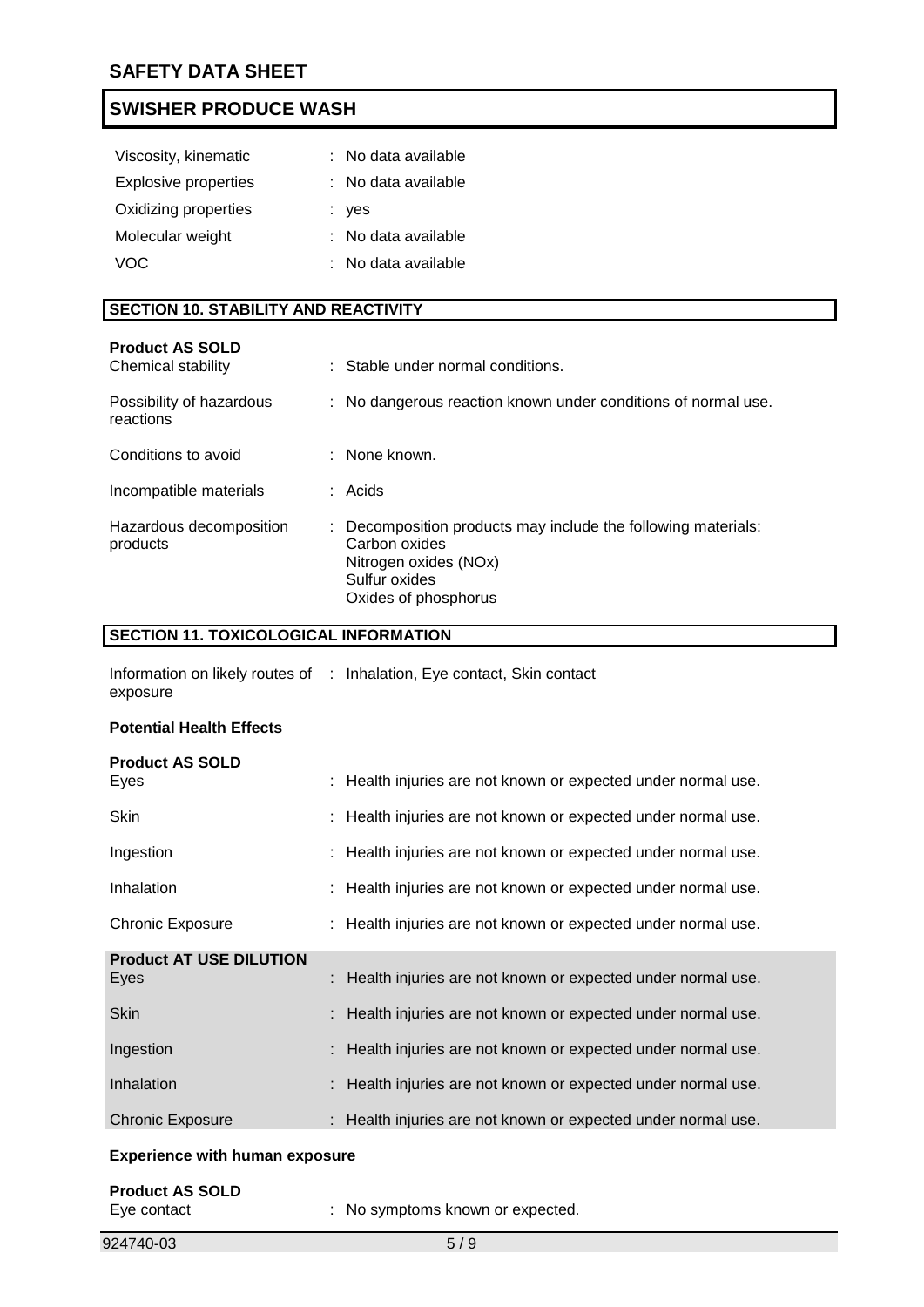| | |
|---|---|
| Viscosity, kinematic | : No data available |
| Explosive properties | : No data available |
| Oxidizing properties | : yes |
| Molecular weight | : No data available |
| VOC | : No data available |

## SECTION 10. STABILITY AND REACTIVITY

**Product AS SOLD**

| | |
|---|---|
| Chemical stability | : Stable under normal conditions. |
| Possibility of hazardous reactions | : No dangerous reaction known under conditions of normal use. |
| Conditions to avoid | : None known. |
| Incompatible materials | : Acids |
| Hazardous decomposition products | : Decomposition products may include the following materials:<br>Carbon oxides<br>Nitrogen oxides (NOx)<br>Sulfur oxides<br>Oxides of phosphorus |

## SECTION 11. TOXICOLOGICAL INFORMATION

| | |
|---|---|
| Information on likely routes of exposure | : Inhalation, Eye contact, Skin contact |

**Potential Health Effects**

**Product AS SOLD**

| | |
|---|---|
| Eyes | : Health injuries are not known or expected under normal use. |
| Skin | : Health injuries are not known or expected under normal use. |
| Ingestion | : Health injuries are not known or expected under normal use. |
| Inhalation | : Health injuries are not known or expected under normal use. |
| Chronic Exposure | : Health injuries are not known or expected under normal use. |

**Product AT USE DILUTION**

| | |
|---|---|
| Eyes | : Health injuries are not known or expected under normal use. |
| Skin | : Health injuries are not known or expected under normal use. |
| Ingestion | : Health injuries are not known or expected under normal use. |
| Inhalation | : Health injuries are not known or expected under normal use. |
| Chronic Exposure | : Health injuries are not known or expected under normal use. |

**Experience with human exposure**

**Product AS SOLD**

| | |
|---|---|
| Eye contact | : No symptoms known or expected. |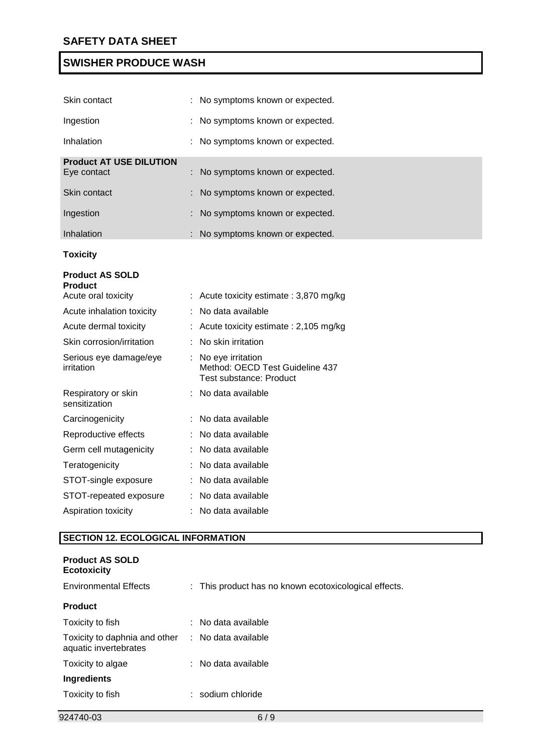| | |
|---|---|
| Skin contact | : No symptoms known or expected. |
| Ingestion | : No symptoms known or expected. |
| Inhalation | : No symptoms known or expected. |

**Product AT USE DILUTION**

| | |
|---|---|
| Eye contact | : No symptoms known or expected. |
| Skin contact | : No symptoms known or expected. |
| Ingestion | : No symptoms known or expected. |
| Inhalation | : No symptoms known or expected. |

**Toxicity**

**Product AS SOLD**

**Product**

| | |
|---|---|
| Acute oral toxicity | : Acute toxicity estimate : 3,870 mg/kg |
| Acute inhalation toxicity | : No data available |
| Acute dermal toxicity | : Acute toxicity estimate : 2,105 mg/kg |
| Skin corrosion/irritation | : No skin irritation |
| Serious eye damage/eye irritation | : No eye irritation<br>Method: OECD Test Guideline 437<br>Test substance: Product |
| Respiratory or skin sensitization | : No data available |
| Carcinogenicity | : No data available |
| Reproductive effects | : No data available |
| Germ cell mutagenicity | : No data available |
| Teratogenicity | : No data available |
| STOT-single exposure | : No data available |
| STOT-repeated exposure | : No data available |
| Aspiration toxicity | : No data available |

## SECTION 12. ECOLOGICAL INFORMATION

**Product AS SOLD**

**Ecotoxicity**

| | |
|---|---|
| Environmental Effects | : This product has no known ecotoxicological effects. |

**Product**

| | |
|---|---|
| Toxicity to fish | : No data available |
| Toxicity to daphnia and other aquatic invertebrates | : No data available |
| Toxicity to algae | : No data available |

**Ingredients**

| | |
|---|---|
| Toxicity to fish | : sodium chloride |

924740-03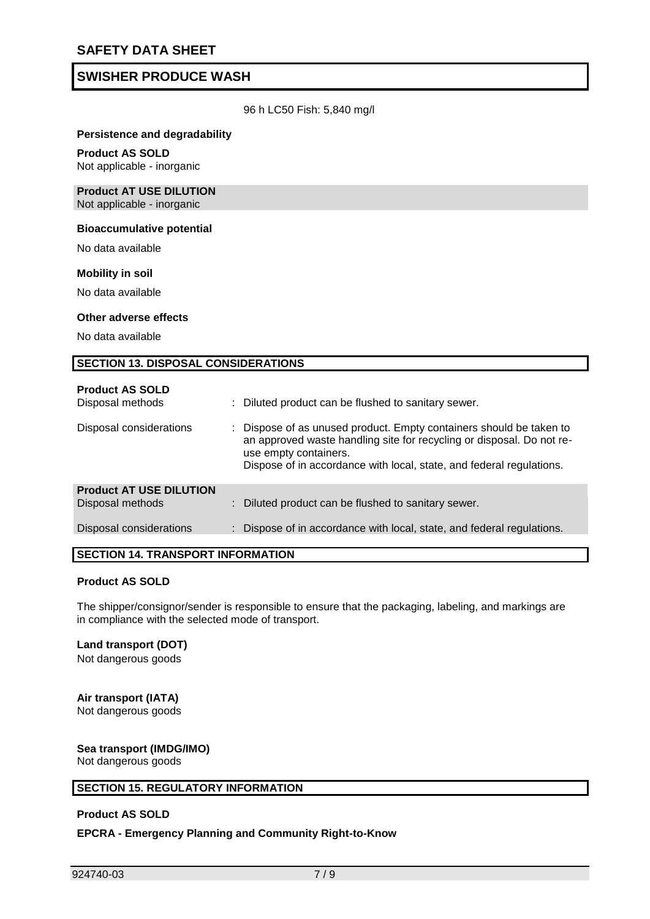96 h LC50 Fish: 5,840 mg/l

**Persistence and degradability**

**Product AS SOLD**
Not applicable - inorganic

**Product AT USE DILUTION**
Not applicable - inorganic

**Bioaccumulative potential**

No data available

**Mobility in soil**

No data available

**Other adverse effects**

No data available

## SECTION 13. DISPOSAL CONSIDERATIONS

**Product AS SOLD**

| | |
|---|---|
| Disposal methods | : Diluted product can be flushed to sanitary sewer. |
| Disposal considerations | : Dispose of as unused product. Empty containers should be taken to an approved waste handling site for recycling or disposal. Do not re-use empty containers. Dispose of in accordance with local, state, and federal regulations. |

**Product AT USE DILUTION**

| | |
|---|---|
| Disposal methods | : Diluted product can be flushed to sanitary sewer. |
| Disposal considerations | : Dispose of in accordance with local, state, and federal regulations. |

## SECTION 14. TRANSPORT INFORMATION

**Product AS SOLD**

The shipper/consignor/sender is responsible to ensure that the packaging, labeling, and markings are in compliance with the selected mode of transport.

**Land transport (DOT)**
Not dangerous goods

**Air transport (IATA)**
Not dangerous goods

**Sea transport (IMDG/IMO)**
Not dangerous goods

## SECTION 15. REGULATORY INFORMATION

**Product AS SOLD**

**EPCRA - Emergency Planning and Community Right-to-Know**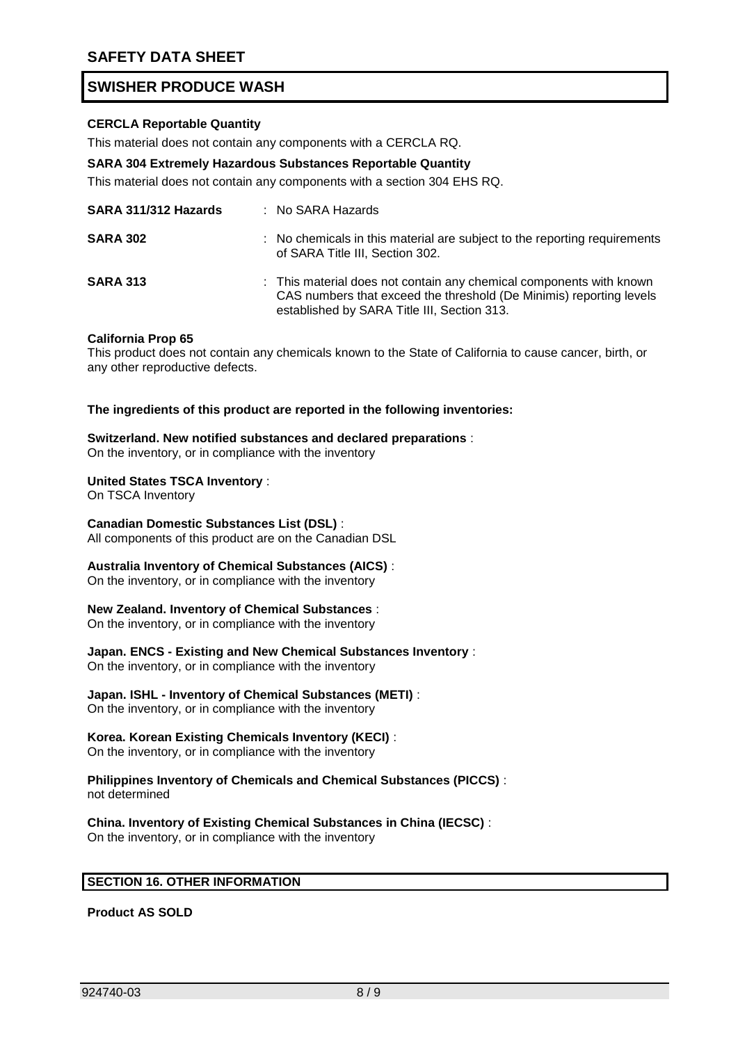**CERCLA Reportable Quantity**

This material does not contain any components with a CERCLA RQ.

**SARA 304 Extremely Hazardous Substances Reportable Quantity**

This material does not contain any components with a section 304 EHS RQ.

**SARA 311/312 Hazards** : No SARA Hazards

**SARA 302** : No chemicals in this material are subject to the reporting requirements of SARA Title III, Section 302.

**SARA 313** : This material does not contain any chemical components with known CAS numbers that exceed the threshold (De Minimis) reporting levels established by SARA Title III, Section 313.

**California Prop 65**

This product does not contain any chemicals known to the State of California to cause cancer, birth, or any other reproductive defects.

**The ingredients of this product are reported in the following inventories:**

**Switzerland. New notified substances and declared preparations** :
On the inventory, or in compliance with the inventory

**United States TSCA Inventory** :
On TSCA Inventory

**Canadian Domestic Substances List (DSL)** :
All components of this product are on the Canadian DSL

**Australia Inventory of Chemical Substances (AICS)** :
On the inventory, or in compliance with the inventory

**New Zealand. Inventory of Chemical Substances** :
On the inventory, or in compliance with the inventory

**Japan. ENCS - Existing and New Chemical Substances Inventory** :
On the inventory, or in compliance with the inventory

**Japan. ISHL - Inventory of Chemical Substances (METI)** :
On the inventory, or in compliance with the inventory

**Korea. Korean Existing Chemicals Inventory (KECI)** :
On the inventory, or in compliance with the inventory

**Philippines Inventory of Chemicals and Chemical Substances (PICCS)** :
not determined

**China. Inventory of Existing Chemical Substances in China (IECSC)** :
On the inventory, or in compliance with the inventory

## SECTION 16. OTHER INFORMATION

**Product AS SOLD**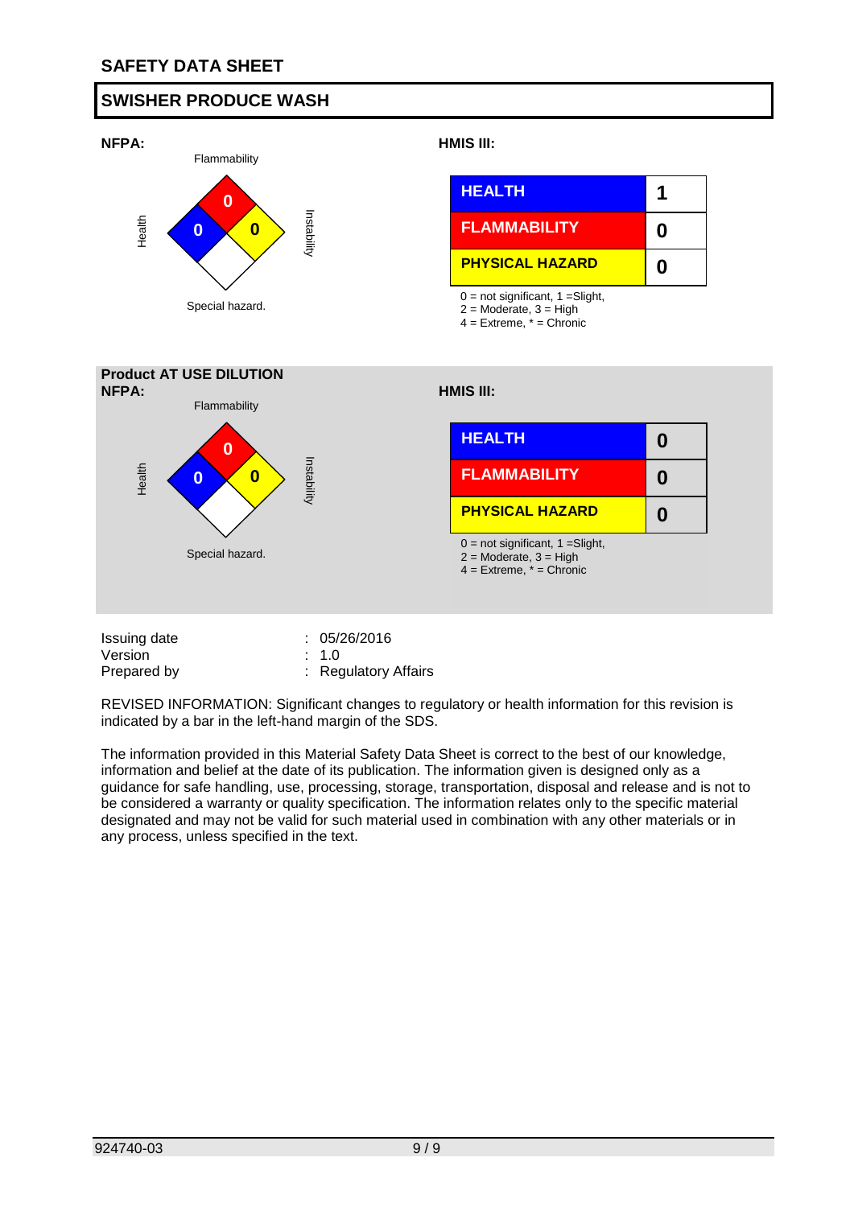SAFETY DATA SHEET

## SWISHER PRODUCE WASH

**NFPA:**

Flammability
0

Health
0

Instability
0

Special hazard.

**HMIS III:**

| | |
|---|---|
| HEALTH | 1 |
| FLAMMABILITY | 0 |
| PHYSICAL HAZARD | 0 |

0 = not significant, 1 =Slight,
2 = Moderate, 3 = High
4 = Extreme, * = Chronic

**Product AT USE DILUTION**
**NFPA:**

Flammability
0

Health
0

Instability
0

Special hazard.

**HMIS III:**

| | |
|---|---|
| HEALTH | 0 |
| FLAMMABILITY | 0 |
| PHYSICAL HAZARD | 0 |

0 = not significant, 1 =Slight,
2 = Moderate, 3 = High
4 = Extreme, * = Chronic

| | |
|---|---|
| Issuing date | : 05/26/2016 |
| Version | : 1.0 |
| Prepared by | : Regulatory Affairs |

REVISED INFORMATION: Significant changes to regulatory or health information for this revision is indicated by a bar in the left-hand margin of the SDS.

The information provided in this Material Safety Data Sheet is correct to the best of our knowledge, information and belief at the date of its publication. The information given is designed only as a guidance for safe handling, use, processing, storage, transportation, disposal and release and is not to be considered a warranty or quality specification. The information relates only to the specific material designated and may not be valid for such material used in combination with any other materials or in any process, unless specified in the text.

924740-03